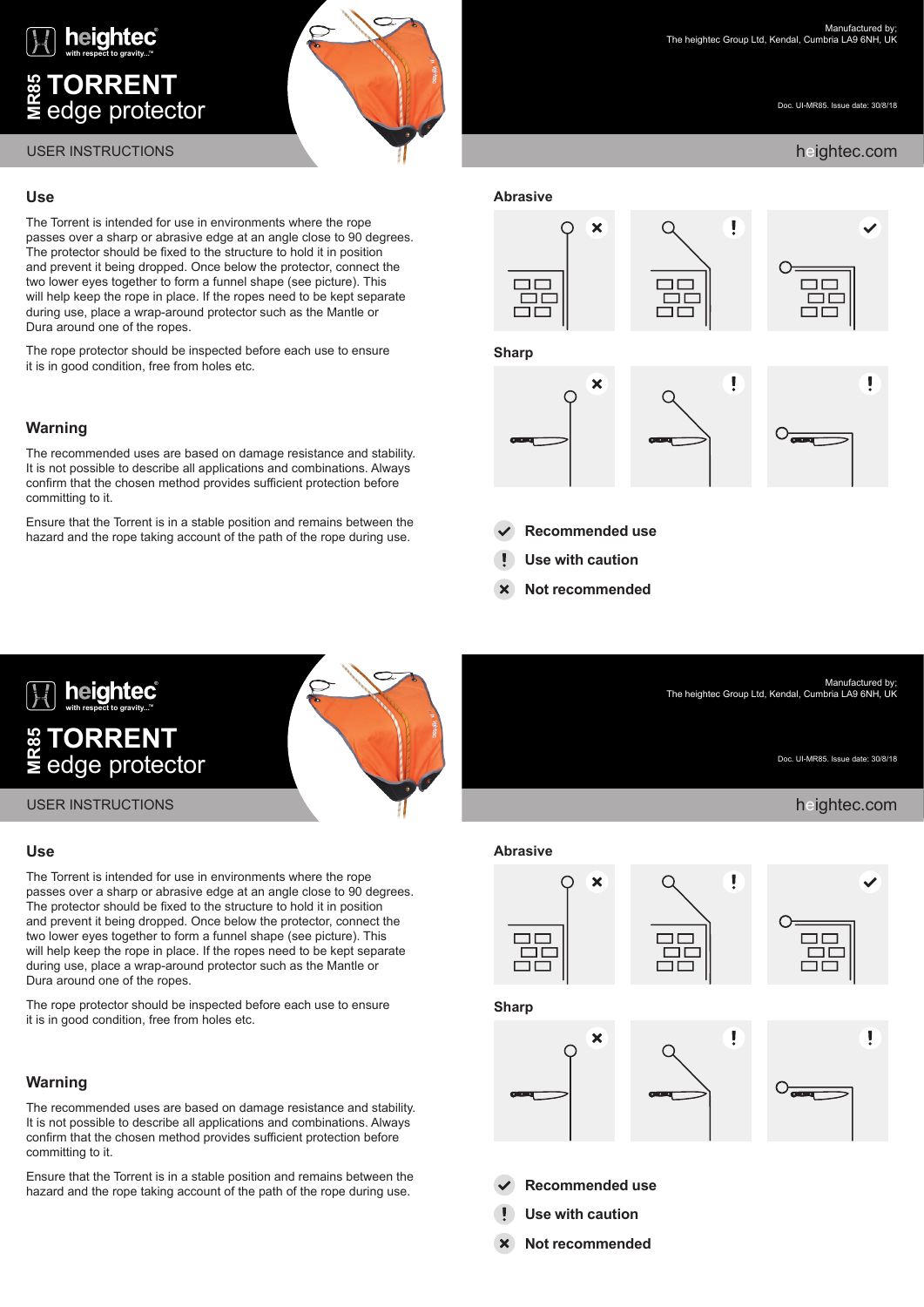# heightec

with respect to gravity...™

## MR85 TORRENT edge protector

USER INSTRUCTIONS

Manufactured by;
The heightec Group Ltd, Kendal, Cumbria LA9 6NH, UK

Doc. UI-MR85. Issue date: 30/8/18

heightec.com

### Use

The Torrent is intended for use in environments where the rope passes over a sharp or abrasive edge at an angle close to 90 degrees. The protector should be fixed to the structure to hold it in position and prevent it being dropped. Once below the protector, connect the two lower eyes together to form a funnel shape (see picture). This will help keep the rope in place. If the ropes need to be kept separate during use, place a wrap-around protector such as the Mantle or Dura around one of the ropes.

The rope protector should be inspected before each use to ensure it is in good condition, free from holes etc.

### Warning

The recommended uses are based on damage resistance and stability. It is not possible to describe all applications and combinations. Always confirm that the chosen method provides sufficient protection before committing to it.

Ensure that the Torrent is in a stable position and remains between the hazard and the rope taking account of the path of the rope during use.

### Abrasive

| ✕ | ! | ✔ |
|---|---|---|

### Sharp

| ✕ | ! | ! |
|---|---|---|

- ✔ Recommended use
- ! Use with caution
- ✕ Not recommended

# heightec

with respect to gravity...™

## MR85 TORRENT edge protector

USER INSTRUCTIONS

Manufactured by;
The heightec Group Ltd, Kendal, Cumbria LA9 6NH, UK

Doc. UI-MR85. Issue date: 30/8/18

heightec.com

### Use

The Torrent is intended for use in environments where the rope passes over a sharp or abrasive edge at an angle close to 90 degrees. The protector should be fixed to the structure to hold it in position and prevent it being dropped. Once below the protector, connect the two lower eyes together to form a funnel shape (see picture). This will help keep the rope in place. If the ropes need to be kept separate during use, place a wrap-around protector such as the Mantle or Dura around one of the ropes.

The rope protector should be inspected before each use to ensure it is in good condition, free from holes etc.

### Warning

The recommended uses are based on damage resistance and stability. It is not possible to describe all applications and combinations. Always confirm that the chosen method provides sufficient protection before committing to it.

Ensure that the Torrent is in a stable position and remains between the hazard and the rope taking account of the path of the rope during use.

### Abrasive

| ✕ | ! | ✔ |
|---|---|---|

### Sharp

| ✕ | ! | ! |
|---|---|---|

- ✔ Recommended use
- ! Use with caution
- ✕ Not recommended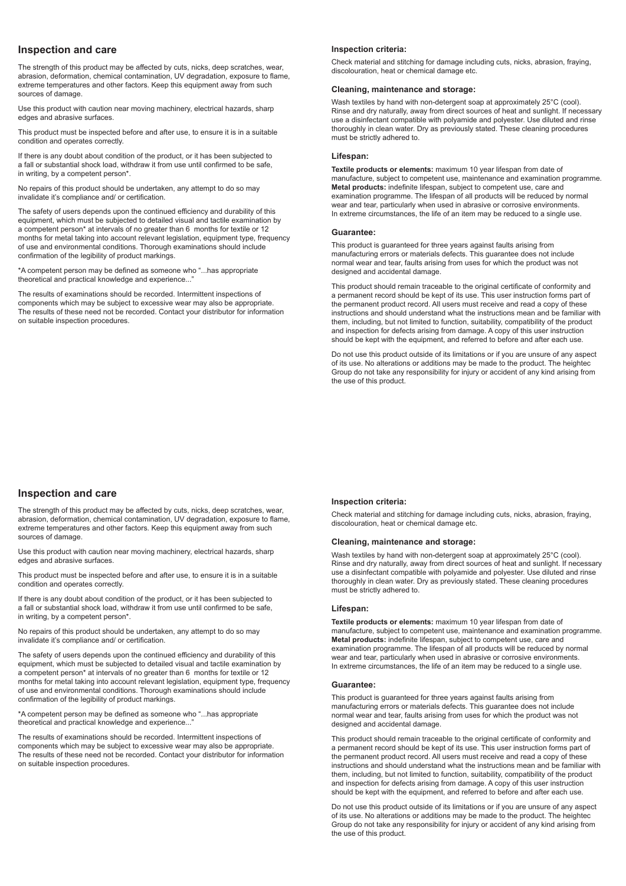## Inspection and care

The strength of this product may be affected by cuts, nicks, deep scratches, wear, abrasion, deformation, chemical contamination, UV degradation, exposure to flame, extreme temperatures and other factors. Keep this equipment away from such sources of damage.

Use this product with caution near moving machinery, electrical hazards, sharp edges and abrasive surfaces.

This product must be inspected before and after use, to ensure it is in a suitable condition and operates correctly.

If there is any doubt about condition of the product, or it has been subjected to a fall or substantial shock load, withdraw it from use until confirmed to be safe, in writing, by a competent person*.

No repairs of this product should be undertaken, any attempt to do so may invalidate it's compliance and/ or certification.

The safety of users depends upon the continued efficiency and durability of this equipment, which must be subjected to detailed visual and tactile examination by a competent person* at intervals of no greater than 6 months for textile or 12 months for metal taking into account relevant legislation, equipment type, frequency of use and environmental conditions. Thorough examinations should include confirmation of the legibility of product markings.

*A competent person may be defined as someone who "...has appropriate theoretical and practical knowledge and experience..."

The results of examinations should be recorded. Intermittent inspections of components which may be subject to excessive wear may also be appropriate. The results of these need not be recorded. Contact your distributor for information on suitable inspection procedures.

### Inspection criteria:

Check material and stitching for damage including cuts, nicks, abrasion, fraying, discolouration, heat or chemical damage etc.

### Cleaning, maintenance and storage:

Wash textiles by hand with non-detergent soap at approximately 25°C (cool). Rinse and dry naturally, away from direct sources of heat and sunlight. If necessary use a disinfectant compatible with polyamide and polyester. Use diluted and rinse thoroughly in clean water. Dry as previously stated. These cleaning procedures must be strictly adhered to.

### Lifespan:

**Textile products or elements:** maximum 10 year lifespan from date of manufacture, subject to competent use, maintenance and examination programme. **Metal products:** indefinite lifespan, subject to competent use, care and examination programme. The lifespan of all products will be reduced by normal wear and tear, particularly when used in abrasive or corrosive environments. In extreme circumstances, the life of an item may be reduced to a single use.

### Guarantee:

This product is guaranteed for three years against faults arising from manufacturing errors or materials defects. This guarantee does not include normal wear and tear, faults arising from uses for which the product was not designed and accidental damage.

This product should remain traceable to the original certificate of conformity and a permanent record should be kept of its use. This user instruction forms part of the permanent product record. All users must receive and read a copy of these instructions and should understand what the instructions mean and be familiar with them, including, but not limited to function, suitability, compatibility of the product and inspection for defects arising from damage. A copy of this user instruction should be kept with the equipment, and referred to before and after each use.

Do not use this product outside of its limitations or if you are unsure of any aspect of its use. No alterations or additions may be made to the product. The heightec Group do not take any responsibility for injury or accident of any kind arising from the use of this product.

## Inspection and care

The strength of this product may be affected by cuts, nicks, deep scratches, wear, abrasion, deformation, chemical contamination, UV degradation, exposure to flame, extreme temperatures and other factors. Keep this equipment away from such sources of damage.

Use this product with caution near moving machinery, electrical hazards, sharp edges and abrasive surfaces.

This product must be inspected before and after use, to ensure it is in a suitable condition and operates correctly.

If there is any doubt about condition of the product, or it has been subjected to a fall or substantial shock load, withdraw it from use until confirmed to be safe, in writing, by a competent person*.

No repairs of this product should be undertaken, any attempt to do so may invalidate it's compliance and/ or certification.

The safety of users depends upon the continued efficiency and durability of this equipment, which must be subjected to detailed visual and tactile examination by a competent person* at intervals of no greater than 6 months for textile or 12 months for metal taking into account relevant legislation, equipment type, frequency of use and environmental conditions. Thorough examinations should include confirmation of the legibility of product markings.

*A competent person may be defined as someone who "...has appropriate theoretical and practical knowledge and experience..."

The results of examinations should be recorded. Intermittent inspections of components which may be subject to excessive wear may also be appropriate. The results of these need not be recorded. Contact your distributor for information on suitable inspection procedures.

### Inspection criteria:

Check material and stitching for damage including cuts, nicks, abrasion, fraying, discolouration, heat or chemical damage etc.

### Cleaning, maintenance and storage:

Wash textiles by hand with non-detergent soap at approximately 25°C (cool). Rinse and dry naturally, away from direct sources of heat and sunlight. If necessary use a disinfectant compatible with polyamide and polyester. Use diluted and rinse thoroughly in clean water. Dry as previously stated. These cleaning procedures must be strictly adhered to.

### Lifespan:

**Textile products or elements:** maximum 10 year lifespan from date of manufacture, subject to competent use, maintenance and examination programme. **Metal products:** indefinite lifespan, subject to competent use, care and examination programme. The lifespan of all products will be reduced by normal wear and tear, particularly when used in abrasive or corrosive environments. In extreme circumstances, the life of an item may be reduced to a single use.

### Guarantee:

This product is guaranteed for three years against faults arising from manufacturing errors or materials defects. This guarantee does not include normal wear and tear, faults arising from uses for which the product was not designed and accidental damage.

This product should remain traceable to the original certificate of conformity and a permanent record should be kept of its use. This user instruction forms part of the permanent product record. All users must receive and read a copy of these instructions and should understand what the instructions mean and be familiar with them, including, but not limited to function, suitability, compatibility of the product and inspection for defects arising from damage. A copy of this user instruction should be kept with the equipment, and referred to before and after each use.

Do not use this product outside of its limitations or if you are unsure of any aspect of its use. No alterations or additions may be made to the product. The heightec Group do not take any responsibility for injury or accident of any kind arising from the use of this product.